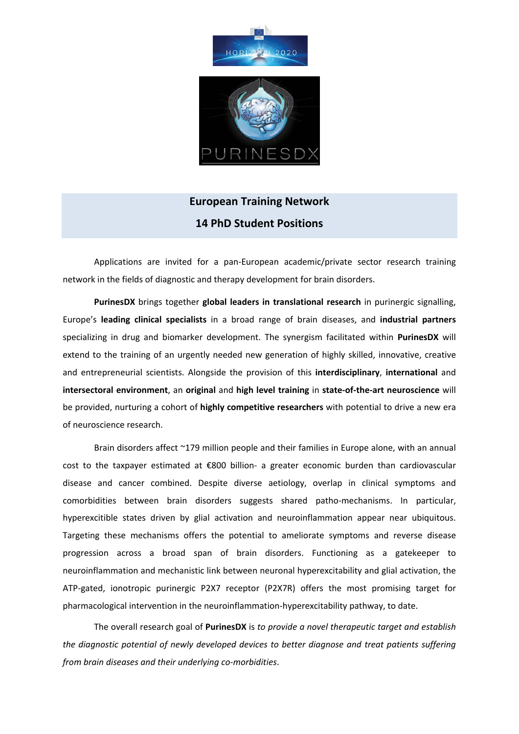## European Training Network

## 14 PhD Student Positions

Applications are invited for a pan-European academic/private sector research training network in the fields of diagnostic and therapy development for brain disorders.

**PurinesDX** brings together **global leaders in translational research** in purinergic signalling, Europe's **leading clinical specialists** in a broad range of brain diseases, and **industrial partners** specializing in drug and biomarker development. The synergism facilitated within **PurinesDX** will extend to the training of an urgently needed new generation of highly skilled, innovative, creative and entrepreneurial scientists. Alongside the provision of this **interdisciplinary**, **international** and **intersectoral environment**, an **original** and **high level training** in **state-of-the-art neuroscience** will be provided, nurturing a cohort of **highly competitive researchers** with potential to drive a new era of neuroscience research.

Brain disorders affect ~179 million people and their families in Europe alone, with an annual cost to the taxpayer estimated at €800 billion- a greater economic burden than cardiovascular disease and cancer combined. Despite diverse aetiology, overlap in clinical symptoms and comorbidities between brain disorders suggests shared patho-mechanisms. In particular, hyperexcitible states driven by glial activation and neuroinflammation appear near ubiquitous. Targeting these mechanisms offers the potential to ameliorate symptoms and reverse disease progression across a broad span of brain disorders. Functioning as a gatekeeper to neuroinflammation and mechanistic link between neuronal hyperexcitability and glial activation, the ATP-gated, ionotropic purinergic P2X7 receptor (P2X7R) offers the most promising target for pharmacological intervention in the neuroinflammation-hyperexcitability pathway, to date.

The overall research goal of **PurinesDX** is *to provide a novel therapeutic target and establish the diagnostic potential of newly developed devices to better diagnose and treat patients suffering from brain diseases and their underlying co-morbidities*.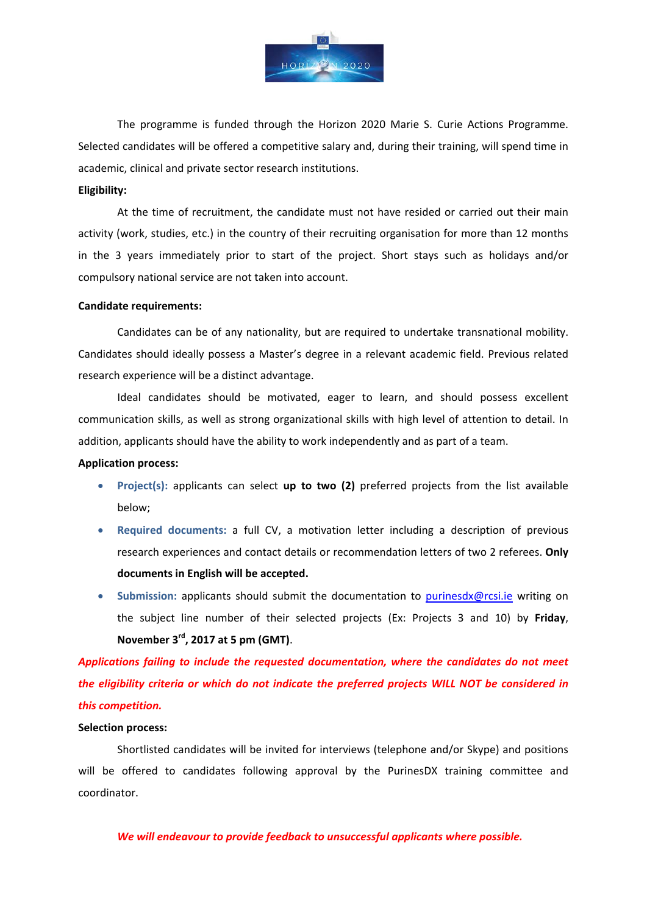The programme is funded through the Horizon 2020 Marie S. Curie Actions Programme. Selected candidates will be offered a competitive salary and, during their training, will spend time in academic, clinical and private sector research institutions.

**Eligibility:**

At the time of recruitment, the candidate must not have resided or carried out their main activity (work, studies, etc.) in the country of their recruiting organisation for more than 12 months in the 3 years immediately prior to start of the project. Short stays such as holidays and/or compulsory national service are not taken into account.

**Candidate requirements:**

Candidates can be of any nationality, but are required to undertake transnational mobility. Candidates should ideally possess a Master's degree in a relevant academic field. Previous related research experience will be a distinct advantage.

Ideal candidates should be motivated, eager to learn, and should possess excellent communication skills, as well as strong organizational skills with high level of attention to detail. In addition, applicants should have the ability to work independently and as part of a team.

**Application process:**

- **Project(s):** applicants can select **up to two (2)** preferred projects from the list available below;
- **Required documents:** a full CV, a motivation letter including a description of previous research experiences and contact details or recommendation letters of two 2 referees. **Only documents in English will be accepted.**
- **Submission:** applicants should submit the documentation to purinesdx@rcsi.ie writing on the subject line number of their selected projects (Ex: Projects 3 and 10) by **Friday**, **November 3rd, 2017 at 5 pm (GMT)**.

***Applications failing to include the requested documentation, where the candidates do not meet the eligibility criteria or which do not indicate the preferred projects WILL NOT be considered in this competition.***

**Selection process:**

Shortlisted candidates will be invited for interviews (telephone and/or Skype) and positions will be offered to candidates following approval by the PurinesDX training committee and coordinator.

***We will endeavour to provide feedback to unsuccessful applicants where possible.***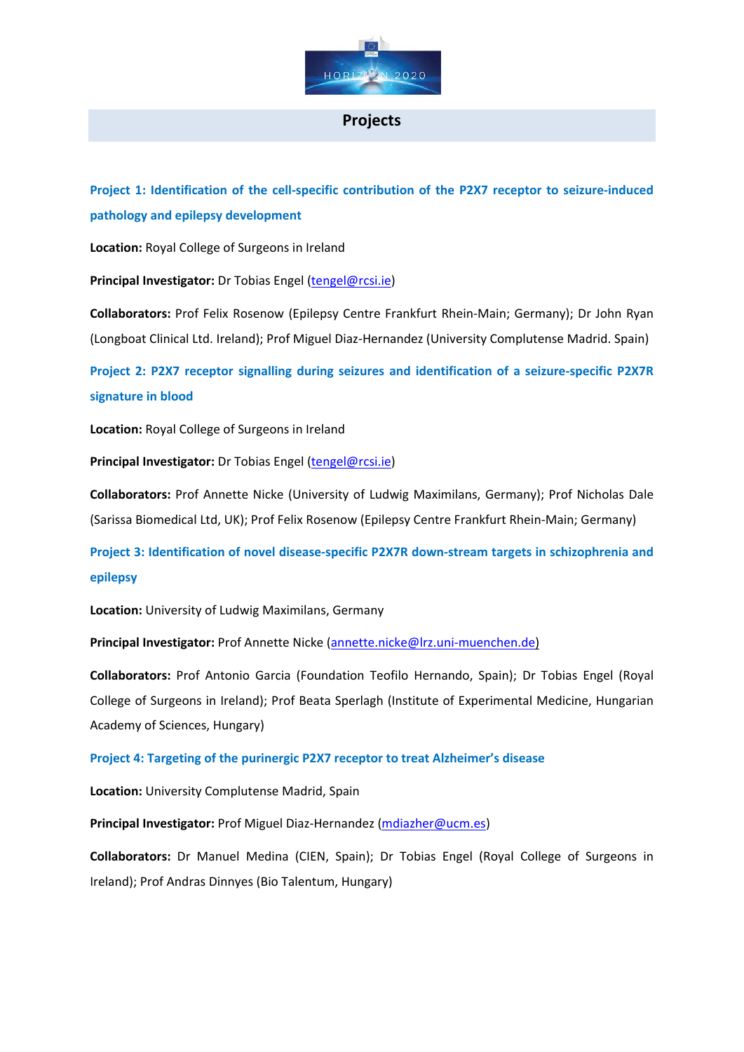# Projects

### Project 1: Identification of the cell-specific contribution of the P2X7 receptor to seizure-induced pathology and epilepsy development

**Location:** Royal College of Surgeons in Ireland

**Principal Investigator:** Dr Tobias Engel (tengel@rcsi.ie)

**Collaborators:** Prof Felix Rosenow (Epilepsy Centre Frankfurt Rhein-Main; Germany); Dr John Ryan (Longboat Clinical Ltd. Ireland); Prof Miguel Diaz-Hernandez (University Complutense Madrid. Spain)

### Project 2: P2X7 receptor signalling during seizures and identification of a seizure-specific P2X7R signature in blood

**Location:** Royal College of Surgeons in Ireland

**Principal Investigator:** Dr Tobias Engel (tengel@rcsi.ie)

**Collaborators:** Prof Annette Nicke (University of Ludwig Maximilans, Germany); Prof Nicholas Dale (Sarissa Biomedical Ltd, UK); Prof Felix Rosenow (Epilepsy Centre Frankfurt Rhein-Main; Germany)

### Project 3: Identification of novel disease-specific P2X7R down-stream targets in schizophrenia and epilepsy

**Location:** University of Ludwig Maximilans, Germany

**Principal Investigator:** Prof Annette Nicke (annette.nicke@lrz.uni-muenchen.de)

**Collaborators:** Prof Antonio Garcia (Foundation Teofilo Hernando, Spain); Dr Tobias Engel (Royal College of Surgeons in Ireland); Prof Beata Sperlagh (Institute of Experimental Medicine, Hungarian Academy of Sciences, Hungary)

### Project 4: Targeting of the purinergic P2X7 receptor to treat Alzheimer's disease

**Location:** University Complutense Madrid, Spain

**Principal Investigator:** Prof Miguel Diaz-Hernandez (mdiazher@ucm.es)

**Collaborators:** Dr Manuel Medina (CIEN, Spain); Dr Tobias Engel (Royal College of Surgeons in Ireland); Prof Andras Dinnyes (Bio Talentum, Hungary)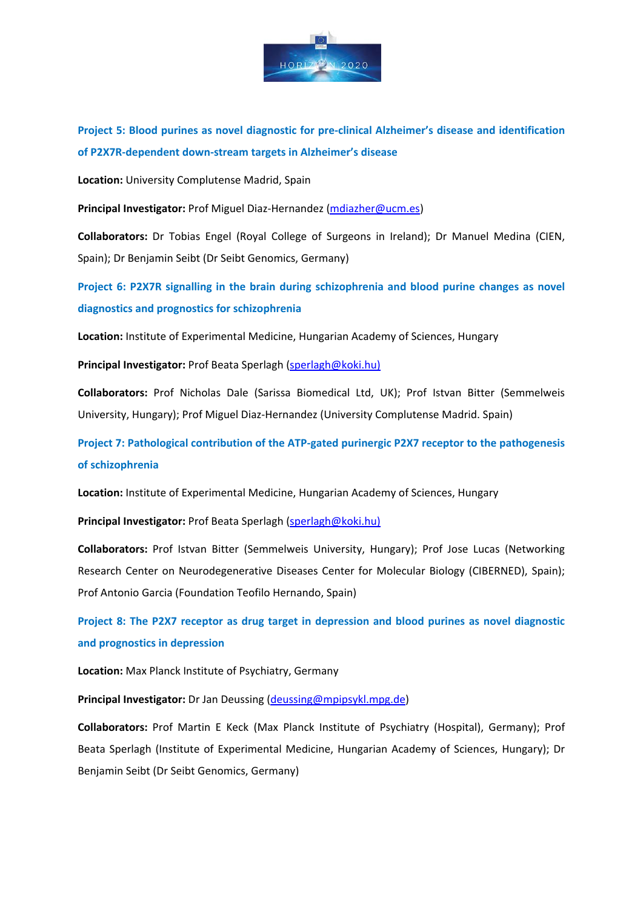**Project 5: Blood purines as novel diagnostic for pre-clinical Alzheimer's disease and identification of P2X7R-dependent down-stream targets in Alzheimer's disease**

**Location:** University Complutense Madrid, Spain

**Principal Investigator:** Prof Miguel Diaz-Hernandez (mdiazher@ucm.es)

**Collaborators:** Dr Tobias Engel (Royal College of Surgeons in Ireland); Dr Manuel Medina (CIEN, Spain); Dr Benjamin Seibt (Dr Seibt Genomics, Germany)

**Project 6: P2X7R signalling in the brain during schizophrenia and blood purine changes as novel diagnostics and prognostics for schizophrenia**

**Location:** Institute of Experimental Medicine, Hungarian Academy of Sciences, Hungary

**Principal Investigator:** Prof Beata Sperlagh (sperlagh@koki.hu)

**Collaborators:** Prof Nicholas Dale (Sarissa Biomedical Ltd, UK); Prof Istvan Bitter (Semmelweis University, Hungary); Prof Miguel Diaz-Hernandez (University Complutense Madrid. Spain)

**Project 7: Pathological contribution of the ATP-gated purinergic P2X7 receptor to the pathogenesis of schizophrenia**

**Location:** Institute of Experimental Medicine, Hungarian Academy of Sciences, Hungary

**Principal Investigator:** Prof Beata Sperlagh (sperlagh@koki.hu)

**Collaborators:** Prof Istvan Bitter (Semmelweis University, Hungary); Prof Jose Lucas (Networking Research Center on Neurodegenerative Diseases Center for Molecular Biology (CIBERNED), Spain); Prof Antonio Garcia (Foundation Teofilo Hernando, Spain)

**Project 8: The P2X7 receptor as drug target in depression and blood purines as novel diagnostic and prognostics in depression**

**Location:** Max Planck Institute of Psychiatry, Germany

**Principal Investigator:** Dr Jan Deussing (deussing@mpipsykl.mpg.de)

**Collaborators:** Prof Martin E Keck (Max Planck Institute of Psychiatry (Hospital), Germany); Prof Beata Sperlagh (Institute of Experimental Medicine, Hungarian Academy of Sciences, Hungary); Dr Benjamin Seibt (Dr Seibt Genomics, Germany)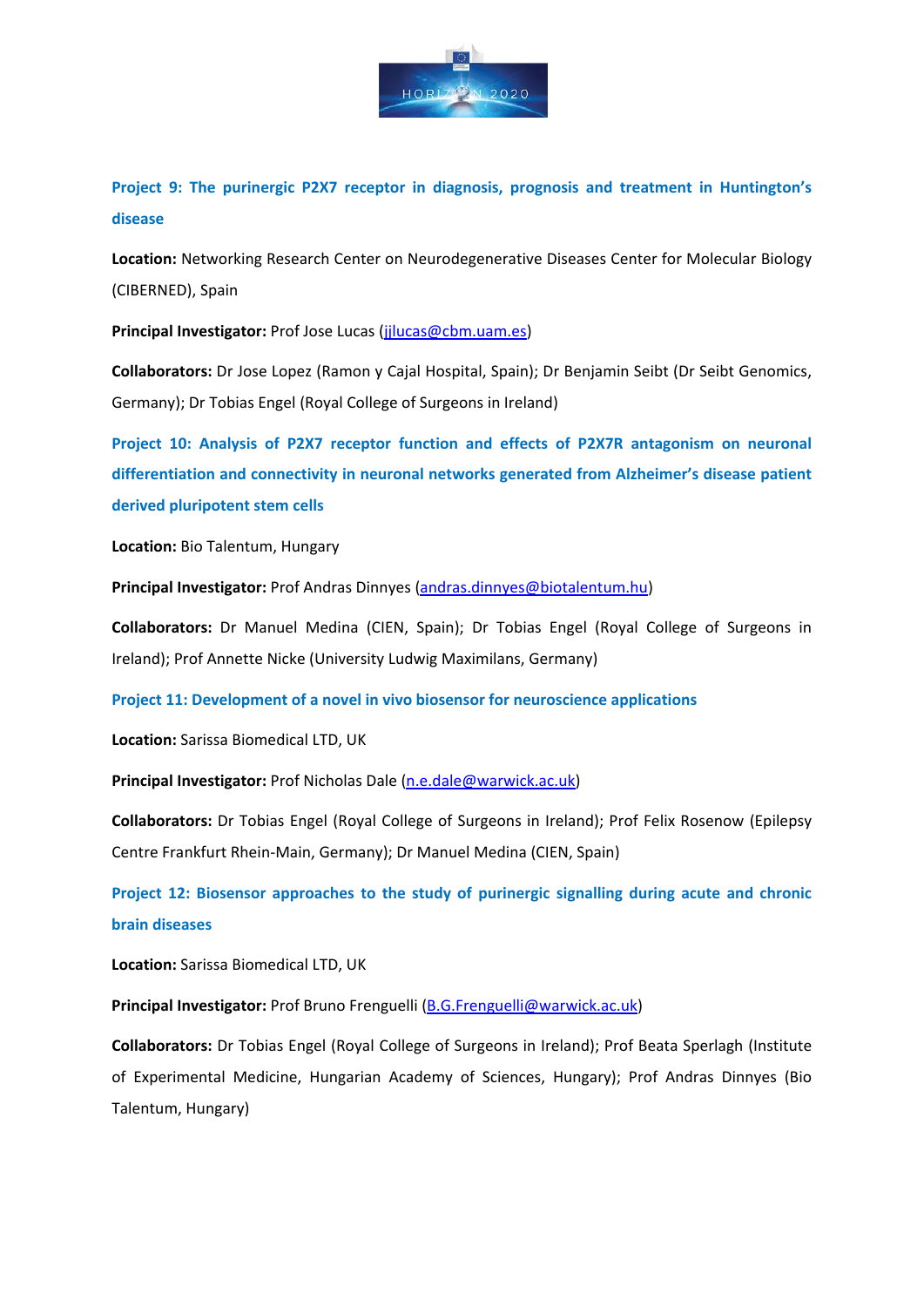### Project 9: The purinergic P2X7 receptor in diagnosis, prognosis and treatment in Huntington's disease

**Location:** Networking Research Center on Neurodegenerative Diseases Center for Molecular Biology (CIBERNED), Spain

**Principal Investigator:** Prof Jose Lucas (jjlucas@cbm.uam.es)

**Collaborators:** Dr Jose Lopez (Ramon y Cajal Hospital, Spain); Dr Benjamin Seibt (Dr Seibt Genomics, Germany); Dr Tobias Engel (Royal College of Surgeons in Ireland)

### Project 10: Analysis of P2X7 receptor function and effects of P2X7R antagonism on neuronal differentiation and connectivity in neuronal networks generated from Alzheimer's disease patient derived pluripotent stem cells

**Location:** Bio Talentum, Hungary

**Principal Investigator:** Prof Andras Dinnyes (andras.dinnyes@biotalentum.hu)

**Collaborators:** Dr Manuel Medina (CIEN, Spain); Dr Tobias Engel (Royal College of Surgeons in Ireland); Prof Annette Nicke (University Ludwig Maximilans, Germany)

### Project 11: Development of a novel in vivo biosensor for neuroscience applications

**Location:** Sarissa Biomedical LTD, UK

**Principal Investigator:** Prof Nicholas Dale (n.e.dale@warwick.ac.uk)

**Collaborators:** Dr Tobias Engel (Royal College of Surgeons in Ireland); Prof Felix Rosenow (Epilepsy Centre Frankfurt Rhein-Main, Germany); Dr Manuel Medina (CIEN, Spain)

### Project 12: Biosensor approaches to the study of purinergic signalling during acute and chronic brain diseases

**Location:** Sarissa Biomedical LTD, UK

**Principal Investigator:** Prof Bruno Frenguelli (B.G.Frenguelli@warwick.ac.uk)

**Collaborators:** Dr Tobias Engel (Royal College of Surgeons in Ireland); Prof Beata Sperlagh (Institute of Experimental Medicine, Hungarian Academy of Sciences, Hungary); Prof Andras Dinnyes (Bio Talentum, Hungary)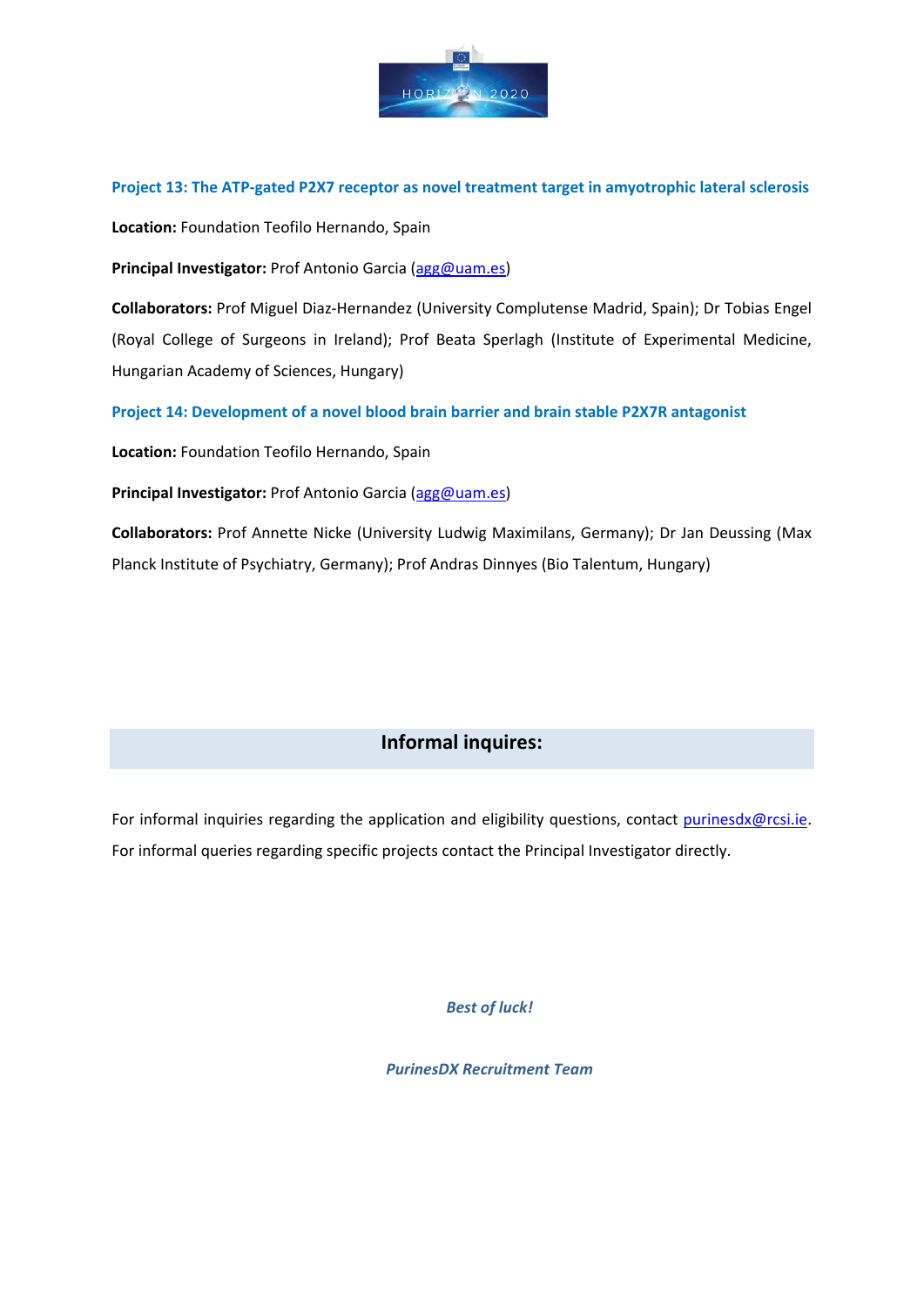### Project 13: The ATP-gated P2X7 receptor as novel treatment target in amyotrophic lateral sclerosis

**Location:** Foundation Teofilo Hernando, Spain

**Principal Investigator:** Prof Antonio Garcia (agg@uam.es)

**Collaborators:** Prof Miguel Diaz-Hernandez (University Complutense Madrid, Spain); Dr Tobias Engel (Royal College of Surgeons in Ireland); Prof Beata Sperlagh (Institute of Experimental Medicine, Hungarian Academy of Sciences, Hungary)

### Project 14: Development of a novel blood brain barrier and brain stable P2X7R antagonist

**Location:** Foundation Teofilo Hernando, Spain

**Principal Investigator:** Prof Antonio Garcia (agg@uam.es)

**Collaborators:** Prof Annette Nicke (University Ludwig Maximilans, Germany); Dr Jan Deussing (Max Planck Institute of Psychiatry, Germany); Prof Andras Dinnyes (Bio Talentum, Hungary)

## Informal inquires:

For informal inquiries regarding the application and eligibility questions, contact purinesdx@rcsi.ie. For informal queries regarding specific projects contact the Principal Investigator directly.

***Best of luck!***

***PurinesDX Recruitment Team***